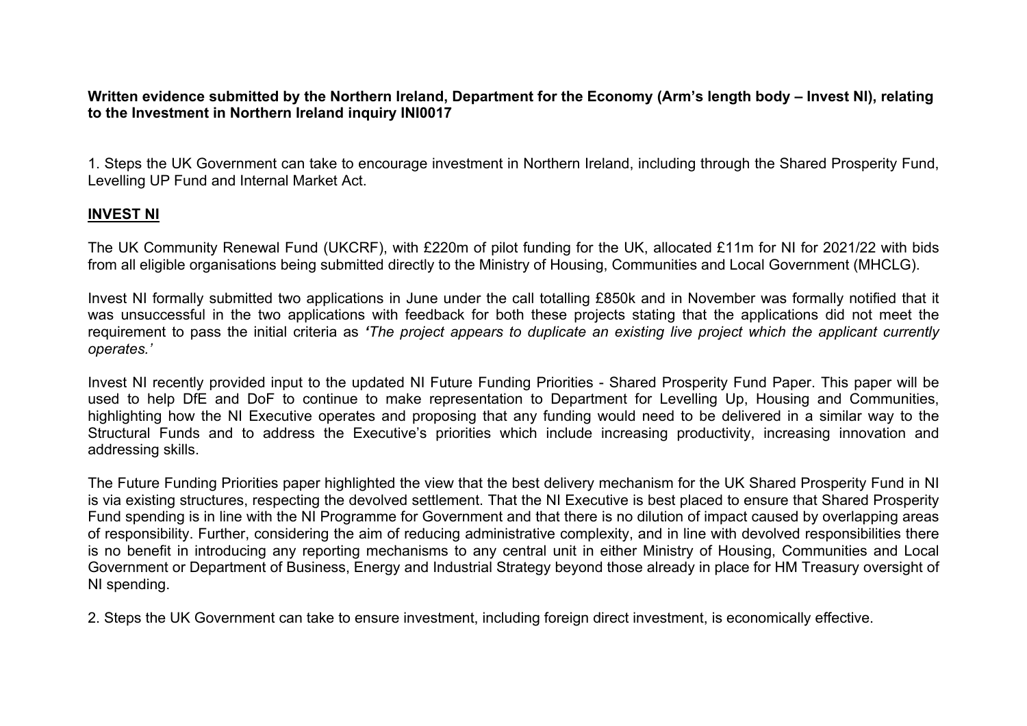**Written evidence submitted by the Northern Ireland, Department for the Economy (Arm's length body – Invest NI), relating to the Investment in Northern Ireland inquiry INI0017**

1. Steps the UK Government can take to encourage investment in Northern Ireland, including through the Shared Prosperity Fund, Levelling UP Fund and Internal Market Act.

## **INVEST NI**

The UK Community Renewal Fund (UKCRF), with £220m of pilot funding for the UK, allocated £11m for NI for 2021/22 with bids from all eligible organisations being submitted directly to the Ministry of Housing, Communities and Local Government (MHCLG).

Invest NI formally submitted two applications in June under the call totalling £850k and in November was formally notified that it was unsuccessful in the two applications with feedback for both these projects stating that the applications did not meet the requirement to pass the initial criteria as ***'****The project appears to duplicate an existing live project which the applicant currently operates.'*

Invest NI recently provided input to the updated NI Future Funding Priorities - Shared Prosperity Fund Paper. This paper will be used to help DfE and DoF to continue to make representation to Department for Levelling Up, Housing and Communities, highlighting how the NI Executive operates and proposing that any funding would need to be delivered in a similar way to the Structural Funds and to address the Executive's priorities which include increasing productivity, increasing innovation and addressing skills.

The Future Funding Priorities paper highlighted the view that the best delivery mechanism for the UK Shared Prosperity Fund in NI is via existing structures, respecting the devolved settlement. That the NI Executive is best placed to ensure that Shared Prosperity Fund spending is in line with the NI Programme for Government and that there is no dilution of impact caused by overlapping areas of responsibility. Further, considering the aim of reducing administrative complexity, and in line with devolved responsibilities there is no benefit in introducing any reporting mechanisms to any central unit in either Ministry of Housing, Communities and Local Government or Department of Business, Energy and Industrial Strategy beyond those already in place for HM Treasury oversight of NI spending.

2. Steps the UK Government can take to ensure investment, including foreign direct investment, is economically effective.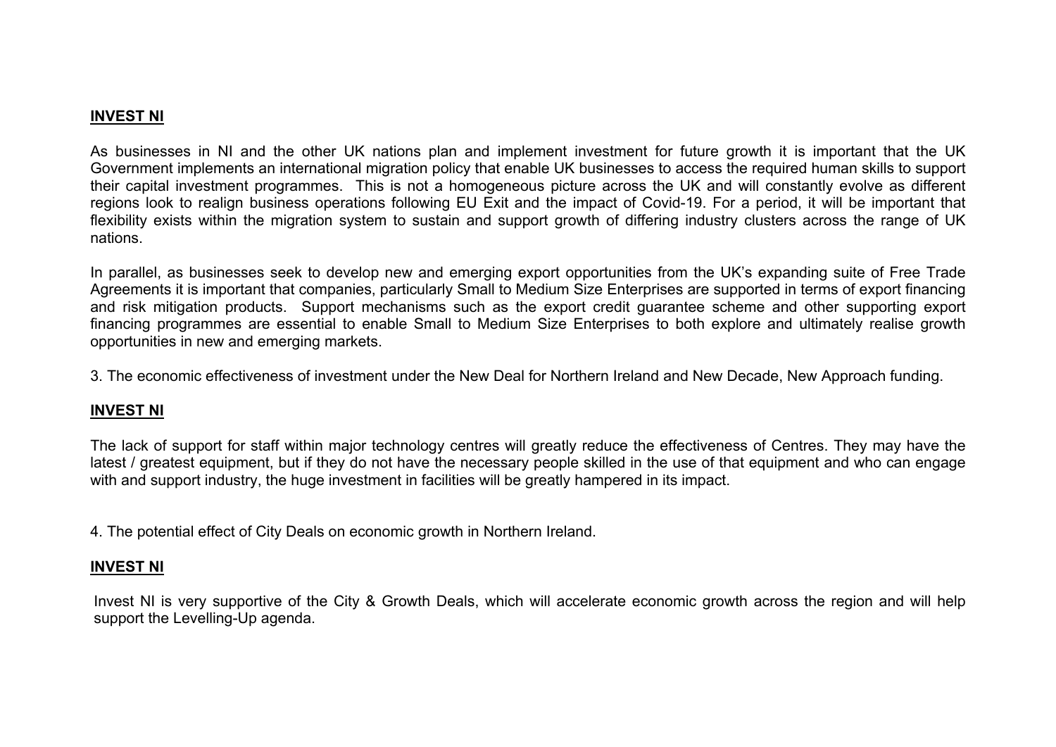**INVEST NI**

As businesses in NI and the other UK nations plan and implement investment for future growth it is important that the UK Government implements an international migration policy that enable UK businesses to access the required human skills to support their capital investment programmes. This is not a homogeneous picture across the UK and will constantly evolve as different regions look to realign business operations following EU Exit and the impact of Covid-19. For a period, it will be important that flexibility exists within the migration system to sustain and support growth of differing industry clusters across the range of UK nations.

In parallel, as businesses seek to develop new and emerging export opportunities from the UK's expanding suite of Free Trade Agreements it is important that companies, particularly Small to Medium Size Enterprises are supported in terms of export financing and risk mitigation products. Support mechanisms such as the export credit guarantee scheme and other supporting export financing programmes are essential to enable Small to Medium Size Enterprises to both explore and ultimately realise growth opportunities in new and emerging markets.

3. The economic effectiveness of investment under the New Deal for Northern Ireland and New Decade, New Approach funding.

**INVEST NI**

The lack of support for staff within major technology centres will greatly reduce the effectiveness of Centres. They may have the latest / greatest equipment, but if they do not have the necessary people skilled in the use of that equipment and who can engage with and support industry, the huge investment in facilities will be greatly hampered in its impact.

4. The potential effect of City Deals on economic growth in Northern Ireland.

**INVEST NI**

Invest NI is very supportive of the City & Growth Deals, which will accelerate economic growth across the region and will help support the Levelling-Up agenda.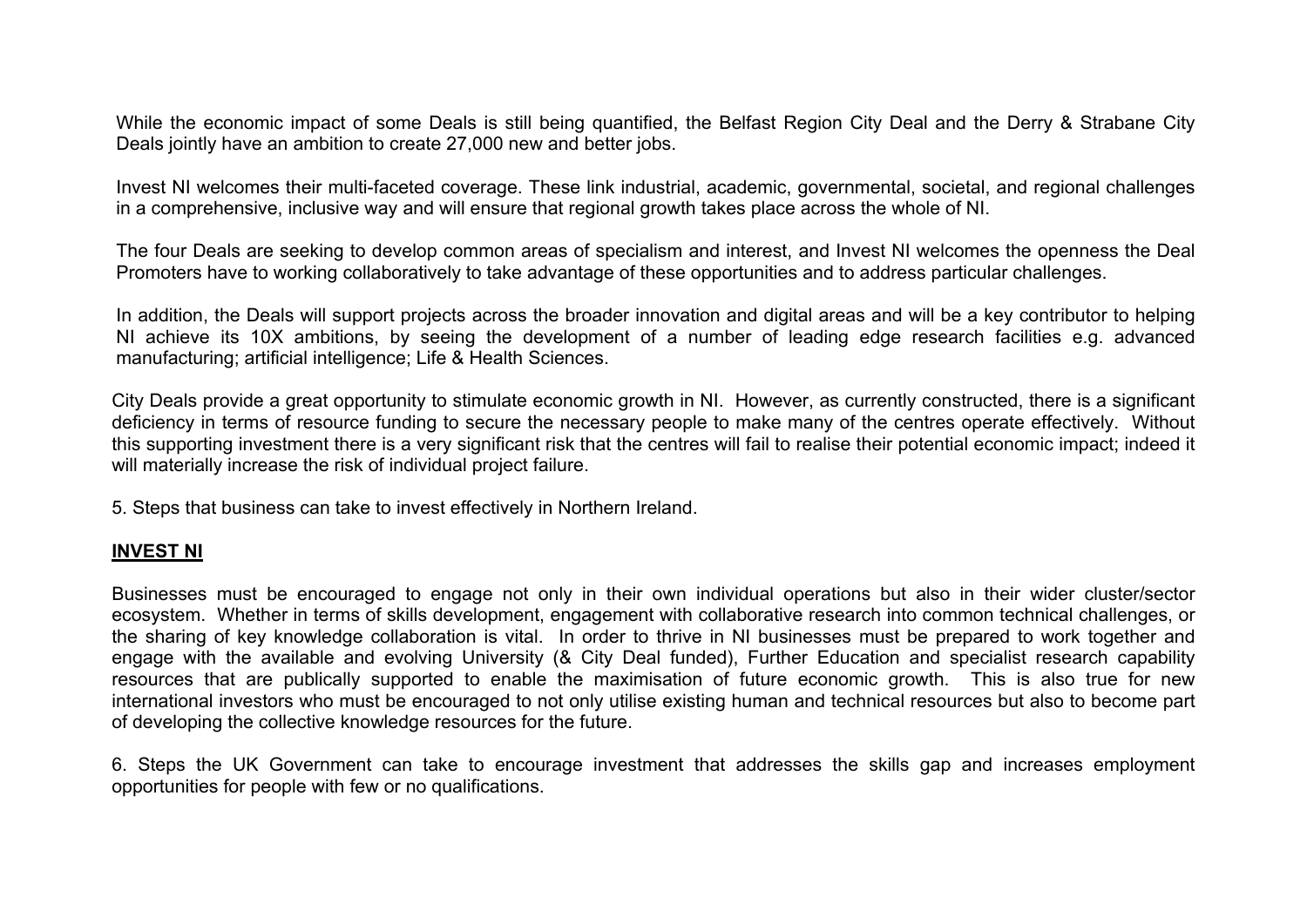While the economic impact of some Deals is still being quantified, the Belfast Region City Deal and the Derry & Strabane City Deals jointly have an ambition to create 27,000 new and better jobs.

Invest NI welcomes their multi-faceted coverage. These link industrial, academic, governmental, societal, and regional challenges in a comprehensive, inclusive way and will ensure that regional growth takes place across the whole of NI.

The four Deals are seeking to develop common areas of specialism and interest, and Invest NI welcomes the openness the Deal Promoters have to working collaboratively to take advantage of these opportunities and to address particular challenges.

In addition, the Deals will support projects across the broader innovation and digital areas and will be a key contributor to helping NI achieve its 10X ambitions, by seeing the development of a number of leading edge research facilities e.g. advanced manufacturing; artificial intelligence; Life & Health Sciences.

City Deals provide a great opportunity to stimulate economic growth in NI. However, as currently constructed, there is a significant deficiency in terms of resource funding to secure the necessary people to make many of the centres operate effectively. Without this supporting investment there is a very significant risk that the centres will fail to realise their potential economic impact; indeed it will materially increase the risk of individual project failure.

5. Steps that business can take to invest effectively in Northern Ireland.

**INVEST NI**

Businesses must be encouraged to engage not only in their own individual operations but also in their wider cluster/sector ecosystem. Whether in terms of skills development, engagement with collaborative research into common technical challenges, or the sharing of key knowledge collaboration is vital. In order to thrive in NI businesses must be prepared to work together and engage with the available and evolving University (& City Deal funded), Further Education and specialist research capability resources that are publically supported to enable the maximisation of future economic growth. This is also true for new international investors who must be encouraged to not only utilise existing human and technical resources but also to become part of developing the collective knowledge resources for the future.

6. Steps the UK Government can take to encourage investment that addresses the skills gap and increases employment opportunities for people with few or no qualifications.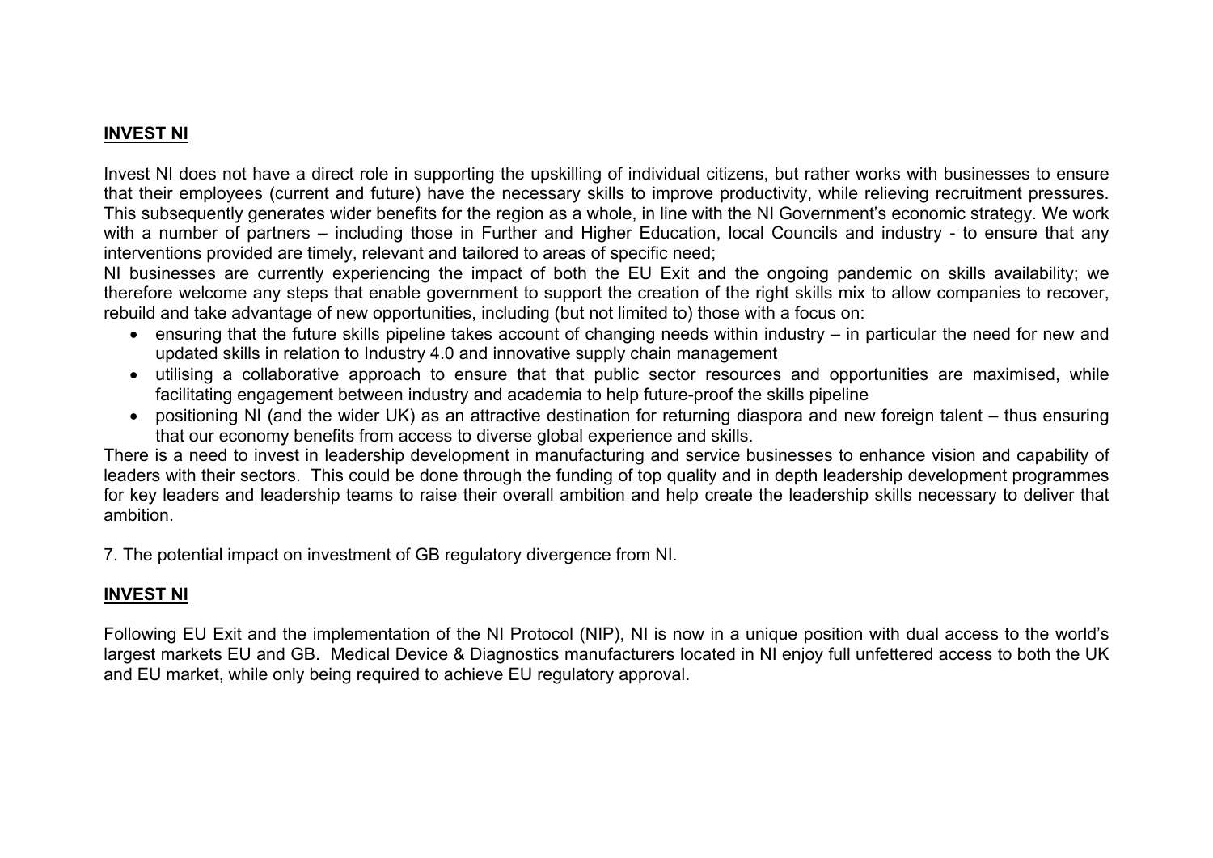**INVEST NI**

Invest NI does not have a direct role in supporting the upskilling of individual citizens, but rather works with businesses to ensure that their employees (current and future) have the necessary skills to improve productivity, while relieving recruitment pressures. This subsequently generates wider benefits for the region as a whole, in line with the NI Government's economic strategy. We work with a number of partners – including those in Further and Higher Education, local Councils and industry - to ensure that any interventions provided are timely, relevant and tailored to areas of specific need;

NI businesses are currently experiencing the impact of both the EU Exit and the ongoing pandemic on skills availability; we therefore welcome any steps that enable government to support the creation of the right skills mix to allow companies to recover, rebuild and take advantage of new opportunities, including (but not limited to) those with a focus on:

- ensuring that the future skills pipeline takes account of changing needs within industry – in particular the need for new and updated skills in relation to Industry 4.0 and innovative supply chain management
- utilising a collaborative approach to ensure that that public sector resources and opportunities are maximised, while facilitating engagement between industry and academia to help future-proof the skills pipeline
- positioning NI (and the wider UK) as an attractive destination for returning diaspora and new foreign talent – thus ensuring that our economy benefits from access to diverse global experience and skills.

There is a need to invest in leadership development in manufacturing and service businesses to enhance vision and capability of leaders with their sectors. This could be done through the funding of top quality and in depth leadership development programmes for key leaders and leadership teams to raise their overall ambition and help create the leadership skills necessary to deliver that ambition.

7. The potential impact on investment of GB regulatory divergence from NI.

**INVEST NI**

Following EU Exit and the implementation of the NI Protocol (NIP), NI is now in a unique position with dual access to the world's largest markets EU and GB. Medical Device & Diagnostics manufacturers located in NI enjoy full unfettered access to both the UK and EU market, while only being required to achieve EU regulatory approval.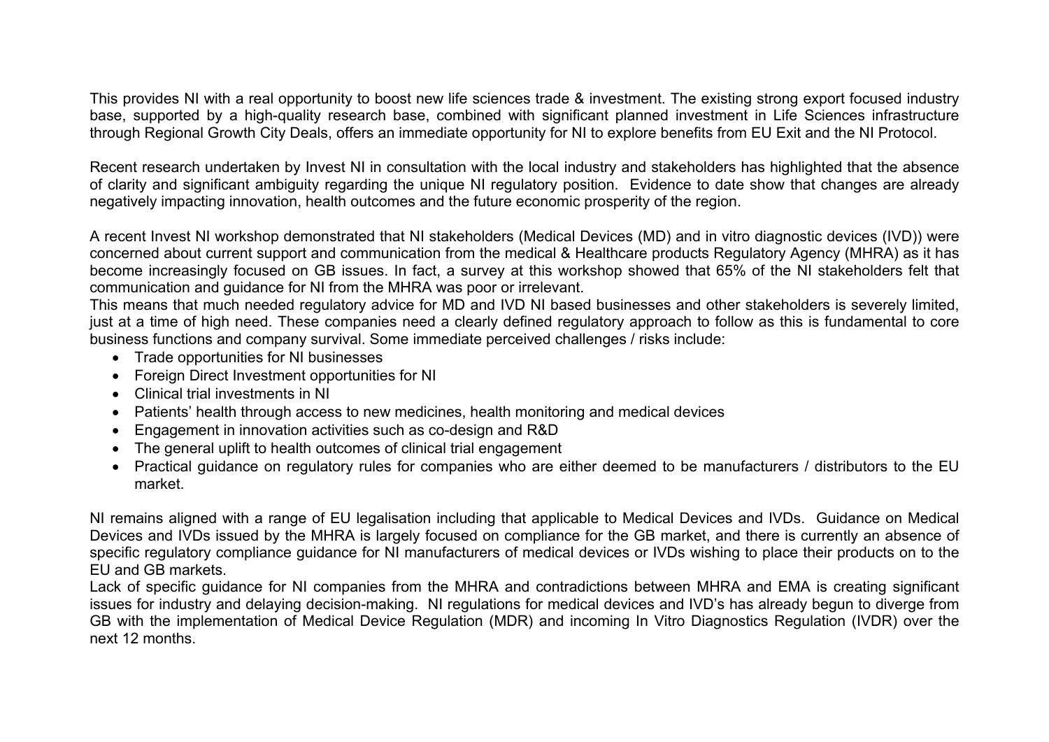This provides NI with a real opportunity to boost new life sciences trade & investment. The existing strong export focused industry base, supported by a high-quality research base, combined with significant planned investment in Life Sciences infrastructure through Regional Growth City Deals, offers an immediate opportunity for NI to explore benefits from EU Exit and the NI Protocol.

Recent research undertaken by Invest NI in consultation with the local industry and stakeholders has highlighted that the absence of clarity and significant ambiguity regarding the unique NI regulatory position. Evidence to date show that changes are already negatively impacting innovation, health outcomes and the future economic prosperity of the region.

A recent Invest NI workshop demonstrated that NI stakeholders (Medical Devices (MD) and in vitro diagnostic devices (IVD)) were concerned about current support and communication from the medical & Healthcare products Regulatory Agency (MHRA) as it has become increasingly focused on GB issues. In fact, a survey at this workshop showed that 65% of the NI stakeholders felt that communication and guidance for NI from the MHRA was poor or irrelevant.
This means that much needed regulatory advice for MD and IVD NI based businesses and other stakeholders is severely limited, just at a time of high need. These companies need a clearly defined regulatory approach to follow as this is fundamental to core business functions and company survival. Some immediate perceived challenges / risks include:

- Trade opportunities for NI businesses
- Foreign Direct Investment opportunities for NI
- Clinical trial investments in NI
- Patients' health through access to new medicines, health monitoring and medical devices
- Engagement in innovation activities such as co-design and R&D
- The general uplift to health outcomes of clinical trial engagement
- Practical guidance on regulatory rules for companies who are either deemed to be manufacturers / distributors to the EU market.

NI remains aligned with a range of EU legalisation including that applicable to Medical Devices and IVDs. Guidance on Medical Devices and IVDs issued by the MHRA is largely focused on compliance for the GB market, and there is currently an absence of specific regulatory compliance guidance for NI manufacturers of medical devices or IVDs wishing to place their products on to the EU and GB markets.
Lack of specific guidance for NI companies from the MHRA and contradictions between MHRA and EMA is creating significant issues for industry and delaying decision-making. NI regulations for medical devices and IVD's has already begun to diverge from GB with the implementation of Medical Device Regulation (MDR) and incoming In Vitro Diagnostics Regulation (IVDR) over the next 12 months.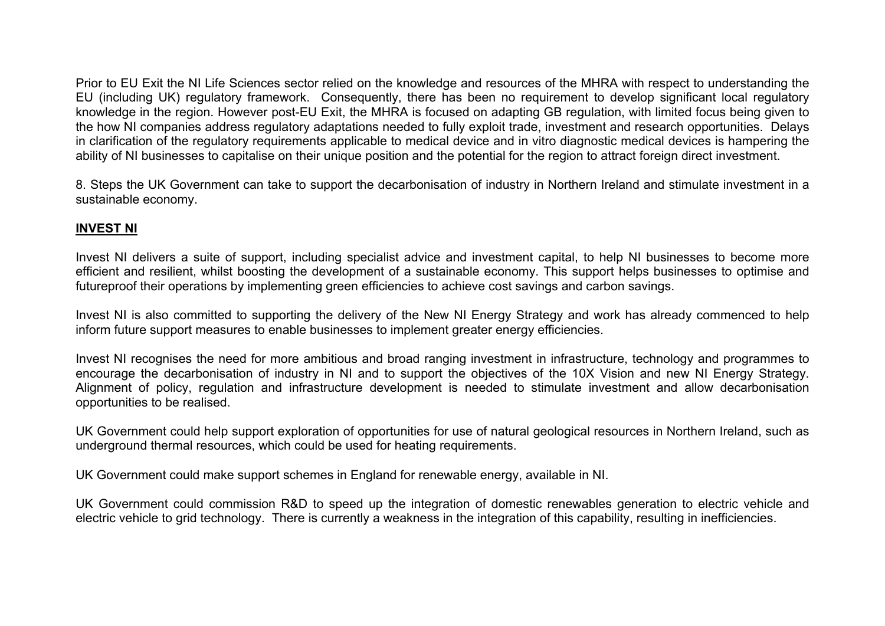Prior to EU Exit the NI Life Sciences sector relied on the knowledge and resources of the MHRA with respect to understanding the EU (including UK) regulatory framework. Consequently, there has been no requirement to develop significant local regulatory knowledge in the region. However post-EU Exit, the MHRA is focused on adapting GB regulation, with limited focus being given to the how NI companies address regulatory adaptations needed to fully exploit trade, investment and research opportunities. Delays in clarification of the regulatory requirements applicable to medical device and in vitro diagnostic medical devices is hampering the ability of NI businesses to capitalise on their unique position and the potential for the region to attract foreign direct investment.

8. Steps the UK Government can take to support the decarbonisation of industry in Northern Ireland and stimulate investment in a sustainable economy.

**INVEST NI**

Invest NI delivers a suite of support, including specialist advice and investment capital, to help NI businesses to become more efficient and resilient, whilst boosting the development of a sustainable economy. This support helps businesses to optimise and futureproof their operations by implementing green efficiencies to achieve cost savings and carbon savings.

Invest NI is also committed to supporting the delivery of the New NI Energy Strategy and work has already commenced to help inform future support measures to enable businesses to implement greater energy efficiencies.

Invest NI recognises the need for more ambitious and broad ranging investment in infrastructure, technology and programmes to encourage the decarbonisation of industry in NI and to support the objectives of the 10X Vision and new NI Energy Strategy. Alignment of policy, regulation and infrastructure development is needed to stimulate investment and allow decarbonisation opportunities to be realised.

UK Government could help support exploration of opportunities for use of natural geological resources in Northern Ireland, such as underground thermal resources, which could be used for heating requirements.

UK Government could make support schemes in England for renewable energy, available in NI.

UK Government could commission R&D to speed up the integration of domestic renewables generation to electric vehicle and electric vehicle to grid technology. There is currently a weakness in the integration of this capability, resulting in inefficiencies.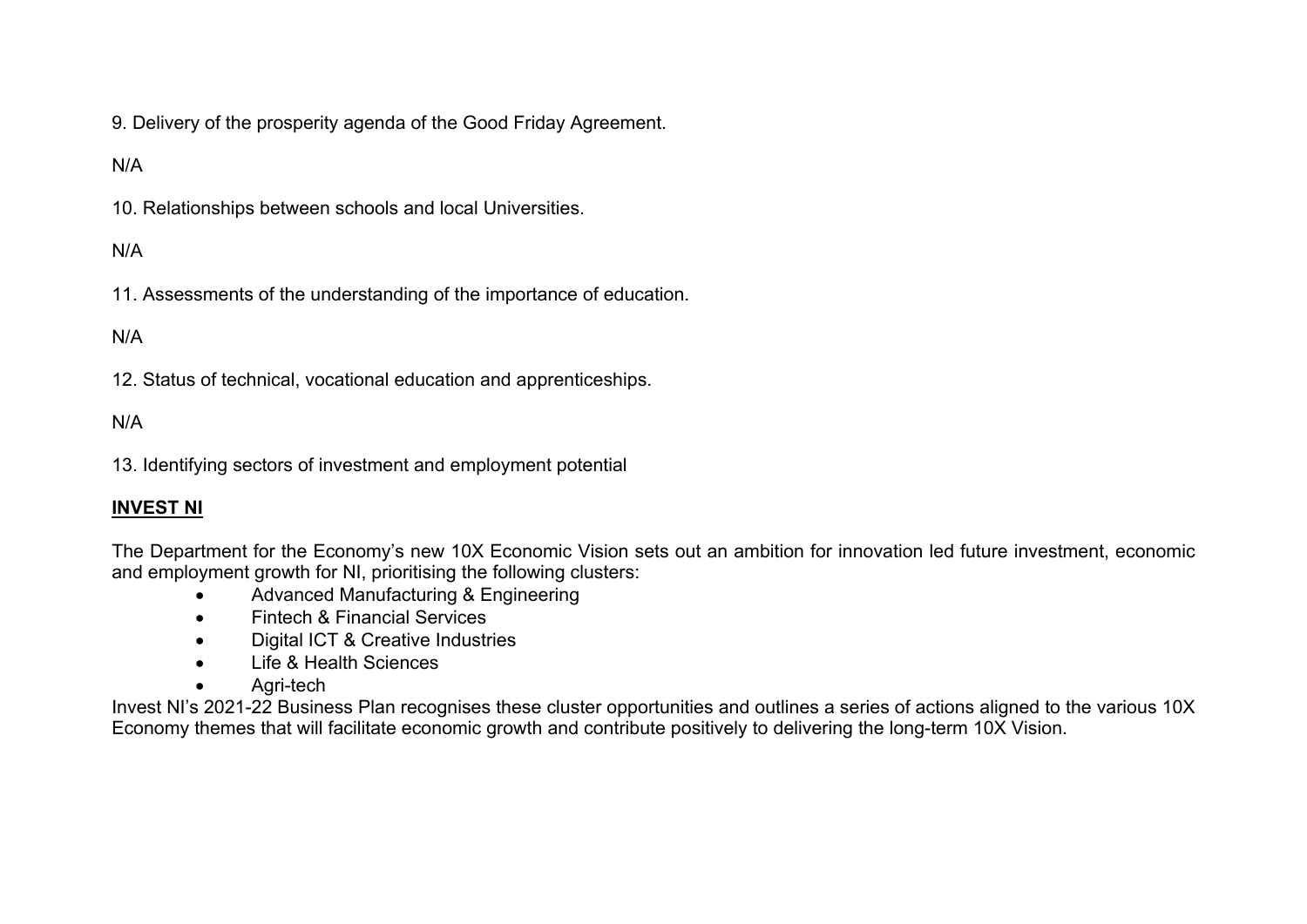9. Delivery of the prosperity agenda of the Good Friday Agreement.

N/A

10. Relationships between schools and local Universities.

N/A

11. Assessments of the understanding of the importance of education.

N/A

12. Status of technical, vocational education and apprenticeships.

N/A

13. Identifying sectors of investment and employment potential

**INVEST NI**

The Department for the Economy's new 10X Economic Vision sets out an ambition for innovation led future investment, economic and employment growth for NI, prioritising the following clusters:

- Advanced Manufacturing & Engineering
- Fintech & Financial Services
- Digital ICT & Creative Industries
- Life & Health Sciences
- Agri-tech

Invest NI's 2021-22 Business Plan recognises these cluster opportunities and outlines a series of actions aligned to the various 10X Economy themes that will facilitate economic growth and contribute positively to delivering the long-term 10X Vision.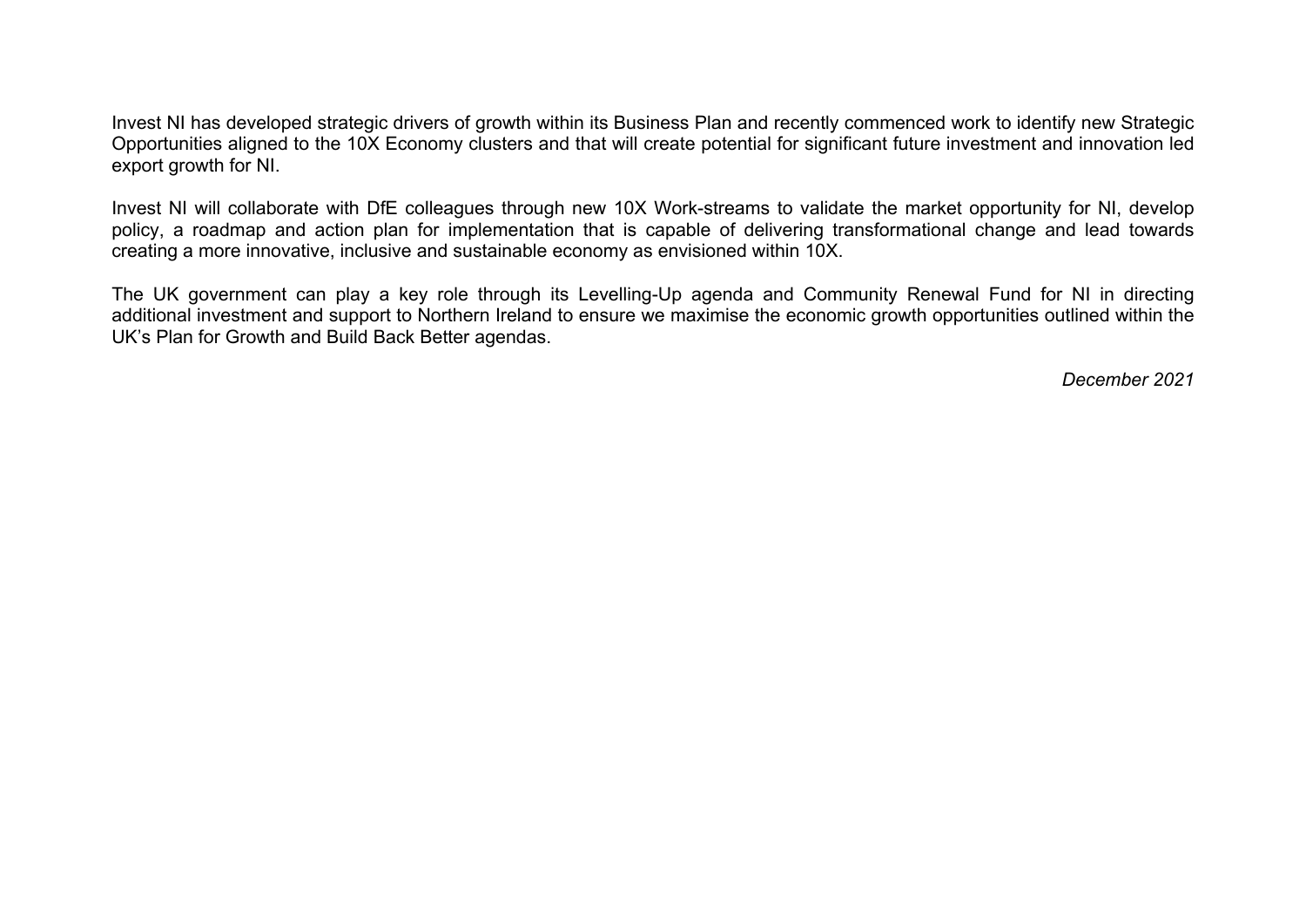Invest NI has developed strategic drivers of growth within its Business Plan and recently commenced work to identify new Strategic Opportunities aligned to the 10X Economy clusters and that will create potential for significant future investment and innovation led export growth for NI.

Invest NI will collaborate with DfE colleagues through new 10X Work-streams to validate the market opportunity for NI, develop policy, a roadmap and action plan for implementation that is capable of delivering transformational change and lead towards creating a more innovative, inclusive and sustainable economy as envisioned within 10X.

The UK government can play a key role through its Levelling-Up agenda and Community Renewal Fund for NI in directing additional investment and support to Northern Ireland to ensure we maximise the economic growth opportunities outlined within the UK's Plan for Growth and Build Back Better agendas.

*December 2021*